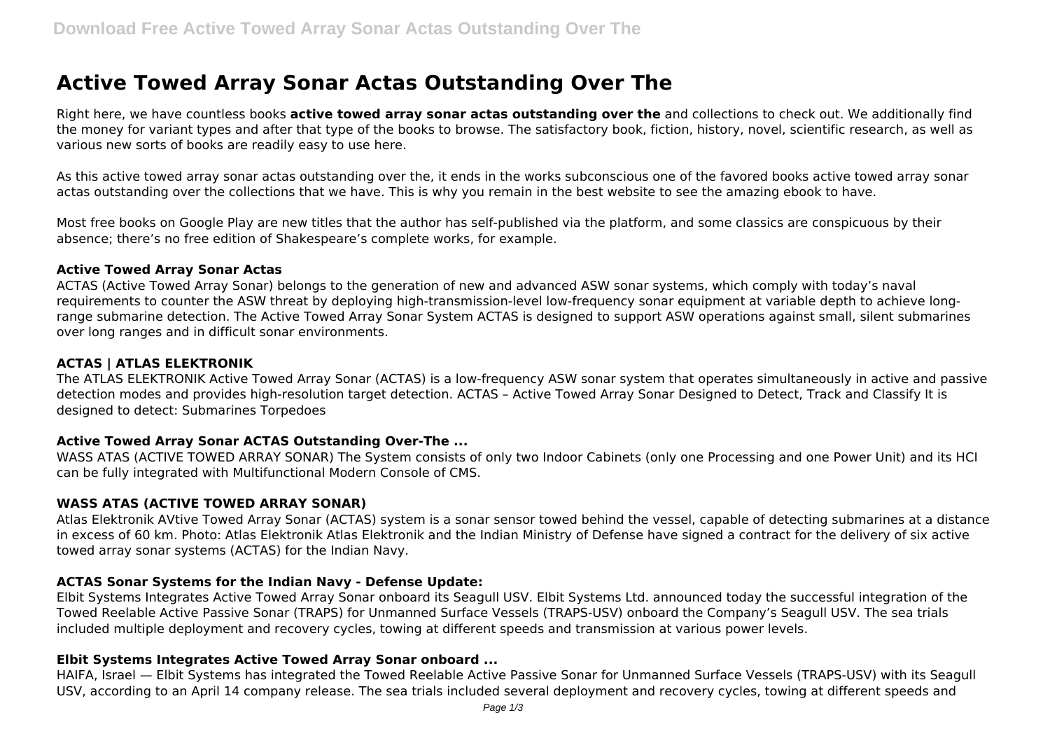# Active Towed Array Sonar Actas Outstanding Over The

Right here, we have countless books **active towed array sonar actas outstanding over the** and collections to check out. We additionally find the money for variant types and after that type of the books to browse. The satisfactory book, fiction, history, novel, scientific research, as well as various new sorts of books are readily easy to use here.

As this active towed array sonar actas outstanding over the, it ends in the works subconscious one of the favored books active towed array sonar actas outstanding over the collections that we have. This is why you remain in the best website to see the amazing ebook to have.

Most free books on Google Play are new titles that the author has self-published via the platform, and some classics are conspicuous by their absence; there's no free edition of Shakespeare's complete works, for example.

### Active Towed Array Sonar Actas

ACTAS (Active Towed Array Sonar) belongs to the generation of new and advanced ASW sonar systems, which comply with today's naval requirements to counter the ASW threat by deploying high-transmission-level low-frequency sonar equipment at variable depth to achieve long-range submarine detection. The Active Towed Array Sonar System ACTAS is designed to support ASW operations against small, silent submarines over long ranges and in difficult sonar environments.

### ACTAS | ATLAS ELEKTRONIK

The ATLAS ELEKTRONIK Active Towed Array Sonar (ACTAS) is a low-frequency ASW sonar system that operates simultaneously in active and passive detection modes and provides high-resolution target detection. ACTAS – Active Towed Array Sonar Designed to Detect, Track and Classify It is designed to detect: Submarines Torpedoes

### Active Towed Array Sonar ACTAS Outstanding Over-The ...

WASS ATAS (ACTIVE TOWED ARRAY SONAR) The System consists of only two Indoor Cabinets (only one Processing and one Power Unit) and its HCI can be fully integrated with Multifunctional Modern Console of CMS.

### WASS ATAS (ACTIVE TOWED ARRAY SONAR)

Atlas Elektronik AVtive Towed Array Sonar (ACTAS) system is a sonar sensor towed behind the vessel, capable of detecting submarines at a distance in excess of 60 km. Photo: Atlas Elektronik Atlas Elektronik and the Indian Ministry of Defense have signed a contract for the delivery of six active towed array sonar systems (ACTAS) for the Indian Navy.

### ACTAS Sonar Systems for the Indian Navy - Defense Update:

Elbit Systems Integrates Active Towed Array Sonar onboard its Seagull USV. Elbit Systems Ltd. announced today the successful integration of the Towed Reelable Active Passive Sonar (TRAPS) for Unmanned Surface Vessels (TRAPS-USV) onboard the Company's Seagull USV. The sea trials included multiple deployment and recovery cycles, towing at different speeds and transmission at various power levels.

### Elbit Systems Integrates Active Towed Array Sonar onboard ...

HAIFA, Israel — Elbit Systems has integrated the Towed Reelable Active Passive Sonar for Unmanned Surface Vessels (TRAPS-USV) with its Seagull USV, according to an April 14 company release. The sea trials included several deployment and recovery cycles, towing at different speeds and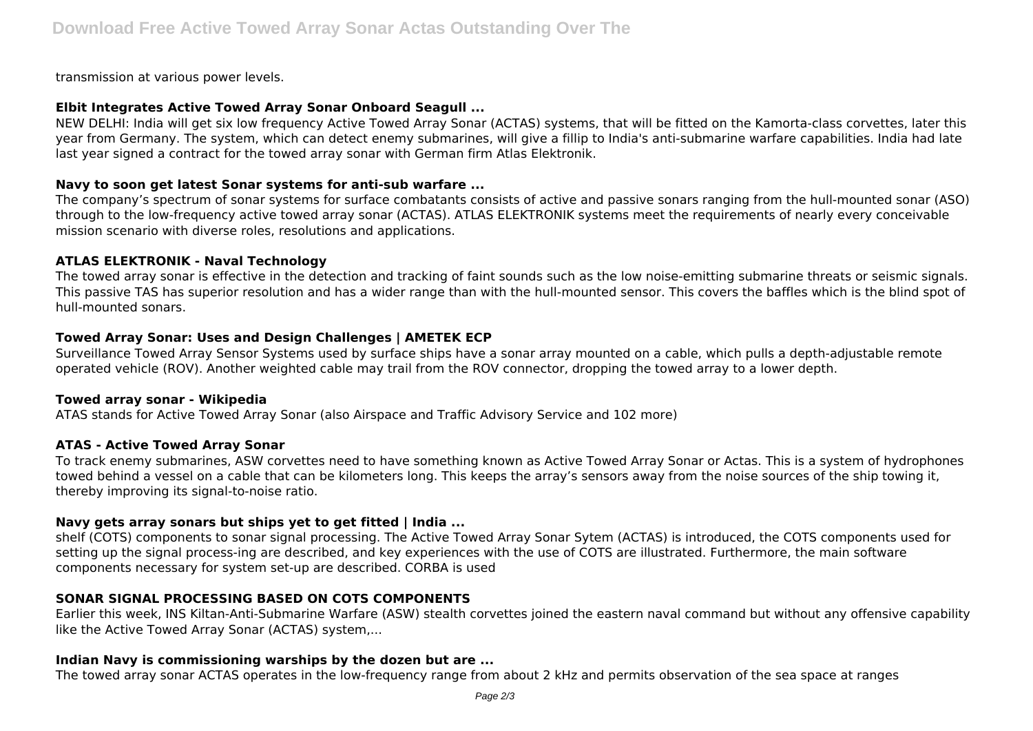transmission at various power levels.

### Elbit Integrates Active Towed Array Sonar Onboard Seagull ...

NEW DELHI: India will get six low frequency Active Towed Array Sonar (ACTAS) systems, that will be fitted on the Kamorta-class corvettes, later this year from Germany. The system, which can detect enemy submarines, will give a fillip to India's anti-submarine warfare capabilities. India had late last year signed a contract for the towed array sonar with German firm Atlas Elektronik.

### Navy to soon get latest Sonar systems for anti-sub warfare ...

The company's spectrum of sonar systems for surface combatants consists of active and passive sonars ranging from the hull-mounted sonar (ASO) through to the low-frequency active towed array sonar (ACTAS). ATLAS ELEKTRONIK systems meet the requirements of nearly every conceivable mission scenario with diverse roles, resolutions and applications.

### ATLAS ELEKTRONIK - Naval Technology

The towed array sonar is effective in the detection and tracking of faint sounds such as the low noise-emitting submarine threats or seismic signals. This passive TAS has superior resolution and has a wider range than with the hull-mounted sensor. This covers the baffles which is the blind spot of hull-mounted sonars.

### Towed Array Sonar: Uses and Design Challenges | AMETEK ECP

Surveillance Towed Array Sensor Systems used by surface ships have a sonar array mounted on a cable, which pulls a depth-adjustable remote operated vehicle (ROV). Another weighted cable may trail from the ROV connector, dropping the towed array to a lower depth.

### Towed array sonar - Wikipedia

ATAS stands for Active Towed Array Sonar (also Airspace and Traffic Advisory Service and 102 more)

### ATAS - Active Towed Array Sonar

To track enemy submarines, ASW corvettes need to have something known as Active Towed Array Sonar or Actas. This is a system of hydrophones towed behind a vessel on a cable that can be kilometers long. This keeps the array's sensors away from the noise sources of the ship towing it, thereby improving its signal-to-noise ratio.

### Navy gets array sonars but ships yet to get fitted | India ...

shelf (COTS) components to sonar signal processing. The Active Towed Array Sonar Sytem (ACTAS) is introduced, the COTS components used for setting up the signal process-ing are described, and key experiences with the use of COTS are illustrated. Furthermore, the main software components necessary for system set-up are described. CORBA is used

### SONAR SIGNAL PROCESSING BASED ON COTS COMPONENTS

Earlier this week, INS Kiltan-Anti-Submarine Warfare (ASW) stealth corvettes joined the eastern naval command but without any offensive capability like the Active Towed Array Sonar (ACTAS) system,...

### Indian Navy is commissioning warships by the dozen but are ...

The towed array sonar ACTAS operates in the low-frequency range from about 2 kHz and permits observation of the sea space at ranges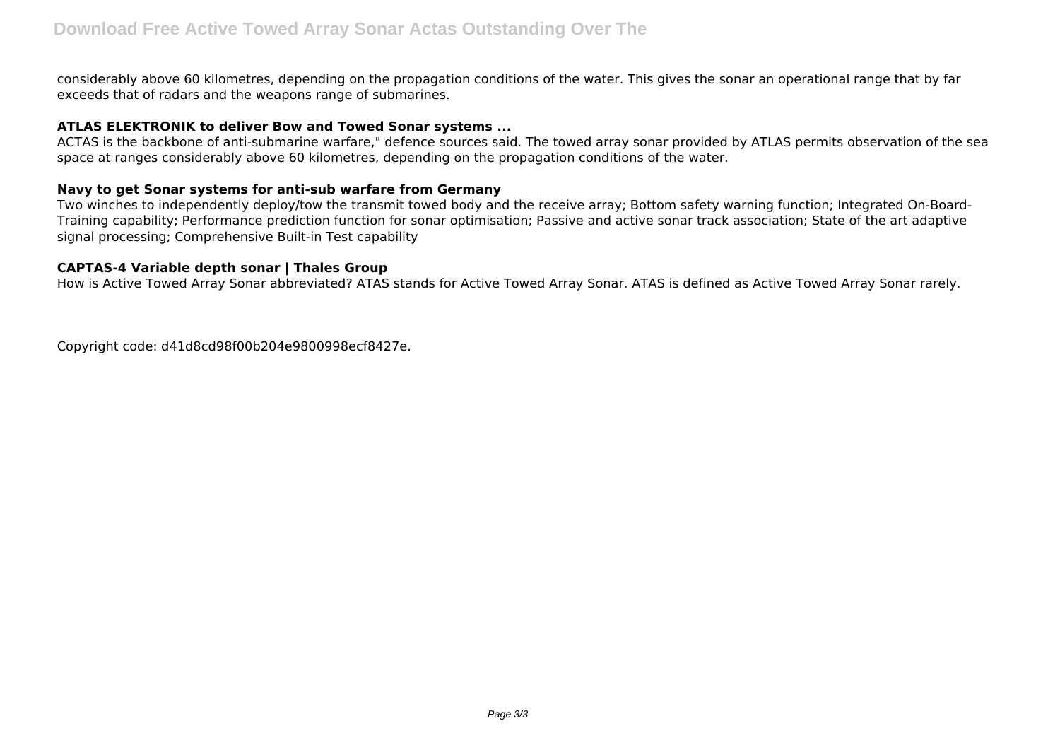considerably above 60 kilometres, depending on the propagation conditions of the water. This gives the sonar an operational range that by far exceeds that of radars and the weapons range of submarines.

**ATLAS ELEKTRONIK to deliver Bow and Towed Sonar systems ...**

ACTAS is the backbone of anti-submarine warfare," defence sources said. The towed array sonar provided by ATLAS permits observation of the sea space at ranges considerably above 60 kilometres, depending on the propagation conditions of the water.

**Navy to get Sonar systems for anti-sub warfare from Germany**

Two winches to independently deploy/tow the transmit towed body and the receive array; Bottom safety warning function; Integrated On-Board-Training capability; Performance prediction function for sonar optimisation; Passive and active sonar track association; State of the art adaptive signal processing; Comprehensive Built-in Test capability

**CAPTAS-4 Variable depth sonar | Thales Group**

How is Active Towed Array Sonar abbreviated? ATAS stands for Active Towed Array Sonar. ATAS is defined as Active Towed Array Sonar rarely.

Copyright code: d41d8cd98f00b204e9800998ecf8427e.